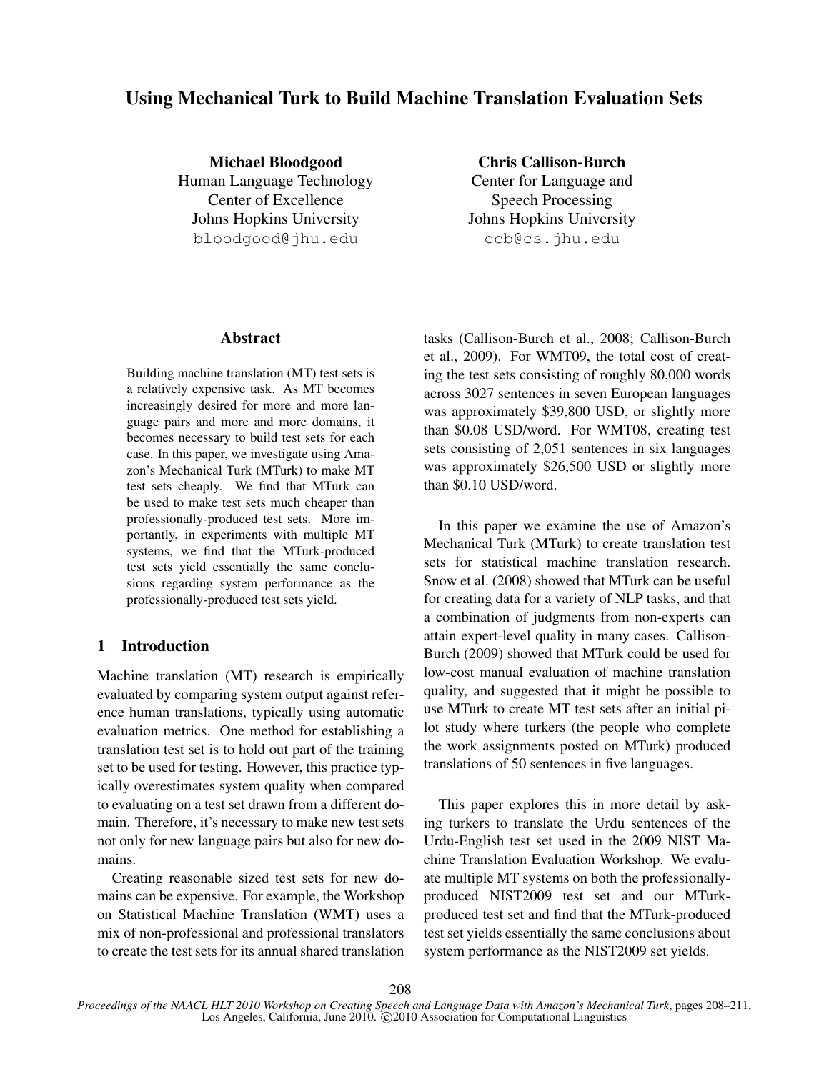# Using Mechanical Turk to Build Machine Translation Evaluation Sets

**Michael Bloodgood**
Human Language Technology
Center of Excellence
Johns Hopkins University
bloodgood@jhu.edu

**Chris Callison-Burch**
Center for Language and
Speech Processing
Johns Hopkins University
ccb@cs.jhu.edu

## Abstract

Building machine translation (MT) test sets is a relatively expensive task. As MT becomes increasingly desired for more and more language pairs and more and more domains, it becomes necessary to build test sets for each case. In this paper, we investigate using Amazon's Mechanical Turk (MTurk) to make MT test sets cheaply. We find that MTurk can be used to make test sets much cheaper than professionally-produced test sets. More importantly, in experiments with multiple MT systems, we find that the MTurk-produced test sets yield essentially the same conclusions regarding system performance as the professionally-produced test sets yield.

## 1 Introduction

Machine translation (MT) research is empirically evaluated by comparing system output against reference human translations, typically using automatic evaluation metrics. One method for establishing a translation test set is to hold out part of the training set to be used for testing. However, this practice typically overestimates system quality when compared to evaluating on a test set drawn from a different domain. Therefore, it's necessary to make new test sets not only for new language pairs but also for new domains.

Creating reasonable sized test sets for new domains can be expensive. For example, the Workshop on Statistical Machine Translation (WMT) uses a mix of non-professional and professional translators to create the test sets for its annual shared translation tasks (Callison-Burch et al., 2008; Callison-Burch et al., 2009). For WMT09, the total cost of creating the test sets consisting of roughly 80,000 words across 3027 sentences in seven European languages was approximately $39,800 USD, or slightly more than $0.08 USD/word. For WMT08, creating test sets consisting of 2,051 sentences in six languages was approximately $26,500 USD or slightly more than $0.10 USD/word.

In this paper we examine the use of Amazon's Mechanical Turk (MTurk) to create translation test sets for statistical machine translation research. Snow et al. (2008) showed that MTurk can be useful for creating data for a variety of NLP tasks, and that a combination of judgments from non-experts can attain expert-level quality in many cases. Callison-Burch (2009) showed that MTurk could be used for low-cost manual evaluation of machine translation quality, and suggested that it might be possible to use MTurk to create MT test sets after an initial pilot study where turkers (the people who complete the work assignments posted on MTurk) produced translations of 50 sentences in five languages.

This paper explores this in more detail by asking turkers to translate the Urdu sentences of the Urdu-English test set used in the 2009 NIST Machine Translation Evaluation Workshop. We evaluate multiple MT systems on both the professionally-produced NIST2009 test set and our MTurk-produced test set and find that the MTurk-produced test set yields essentially the same conclusions about system performance as the NIST2009 set yields.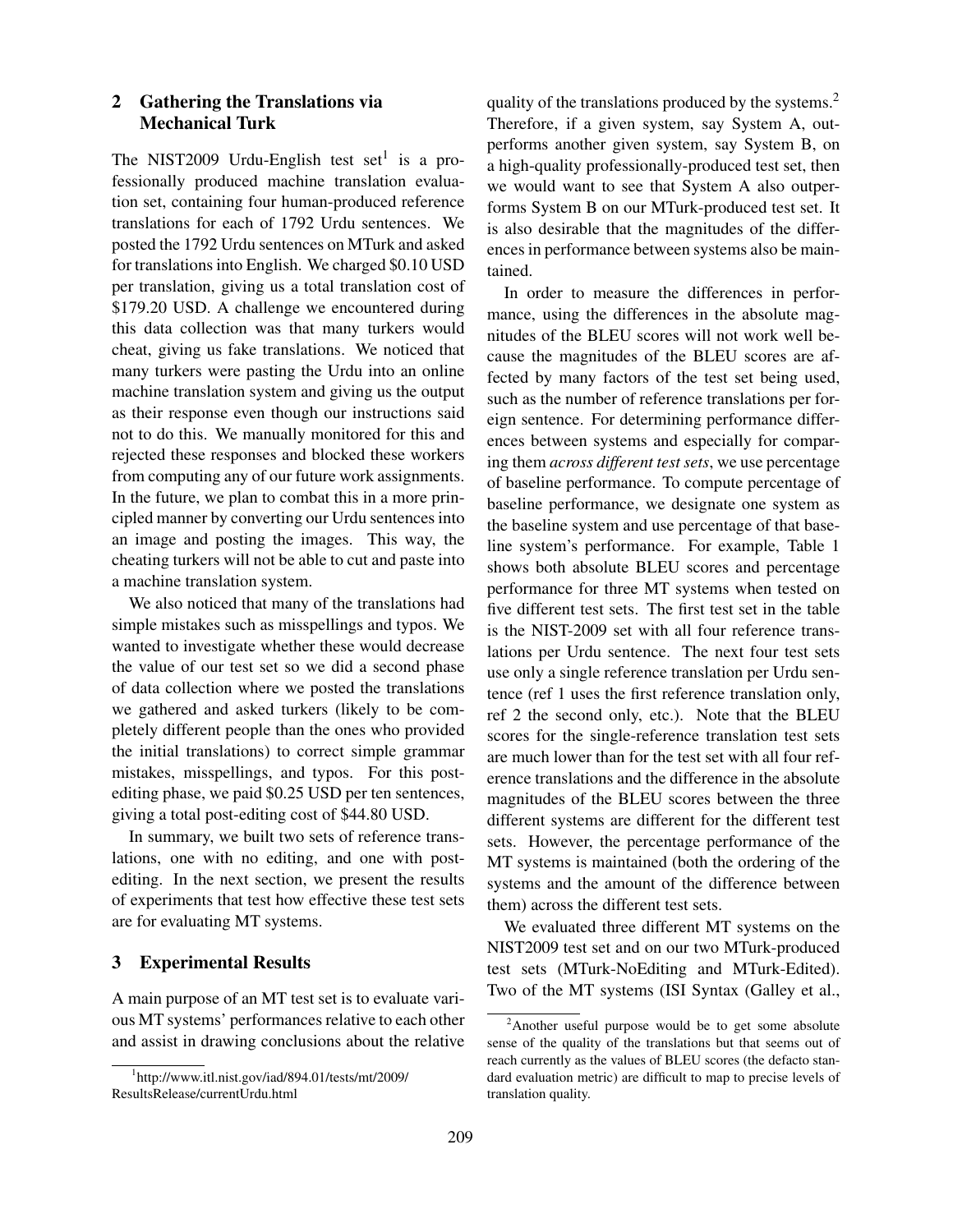## 2 Gathering the Translations via Mechanical Turk

The NIST2009 Urdu-English test set[1] is a professionally produced machine translation evaluation set, containing four human-produced reference translations for each of 1792 Urdu sentences. We posted the 1792 Urdu sentences on MTurk and asked for translations into English. We charged $0.10 USD per translation, giving us a total translation cost of $179.20 USD. A challenge we encountered during this data collection was that many turkers would cheat, giving us fake translations. We noticed that many turkers were pasting the Urdu into an online machine translation system and giving us the output as their response even though our instructions said not to do this. We manually monitored for this and rejected these responses and blocked these workers from computing any of our future work assignments. In the future, we plan to combat this in a more principled manner by converting our Urdu sentences into an image and posting the images. This way, the cheating turkers will not be able to cut and paste into a machine translation system.

We also noticed that many of the translations had simple mistakes such as misspellings and typos. We wanted to investigate whether these would decrease the value of our test set so we did a second phase of data collection where we posted the translations we gathered and asked turkers (likely to be completely different people than the ones who provided the initial translations) to correct simple grammar mistakes, misspellings, and typos. For this post-editing phase, we paid $0.25 USD per ten sentences, giving a total post-editing cost of $44.80 USD.

In summary, we built two sets of reference translations, one with no editing, and one with post-editing. In the next section, we present the results of experiments that test how effective these test sets are for evaluating MT systems.

## 3 Experimental Results

A main purpose of an MT test set is to evaluate various MT systems' performances relative to each other and assist in drawing conclusions about the relative quality of the translations produced by the systems.[2] Therefore, if a given system, say System A, outperforms another given system, say System B, on a high-quality professionally-produced test set, then we would want to see that System A also outperforms System B on our MTurk-produced test set. It is also desirable that the magnitudes of the differences in performance between systems also be maintained.

In order to measure the differences in performance, using the differences in the absolute magnitudes of the BLEU scores will not work well because the magnitudes of the BLEU scores are affected by many factors of the test set being used, such as the number of reference translations per foreign sentence. For determining performance differences between systems and especially for comparing them *across different test sets*, we use percentage of baseline performance. To compute percentage of baseline performance, we designate one system as the baseline system and use percentage of that baseline system's performance. For example, Table 1 shows both absolute BLEU scores and percentage performance for three MT systems when tested on five different test sets. The first test set in the table is the NIST-2009 set with all four reference translations per Urdu sentence. The next four test sets use only a single reference translation per Urdu sentence (ref 1 uses the first reference translation only, ref 2 the second only, etc.). Note that the BLEU scores for the single-reference translation test sets are much lower than for the test set with all four reference translations and the difference in the absolute magnitudes of the BLEU scores between the three different systems are different for the different test sets. However, the percentage performance of the MT systems is maintained (both the ordering of the systems and the amount of the difference between them) across the different test sets.

We evaluated three different MT systems on the NIST2009 test set and on our two MTurk-produced test sets (MTurk-NoEditing and MTurk-Edited). Two of the MT systems (ISI Syntax (Galley et al.,

[1] http://www.itl.nist.gov/iad/894.01/tests/mt/2009/ResultsRelease/currentUrdu.html

[2] Another useful purpose would be to get some absolute sense of the quality of the translations but that seems out of reach currently as the values of BLEU scores (the defacto standard evaluation metric) are difficult to map to precise levels of translation quality.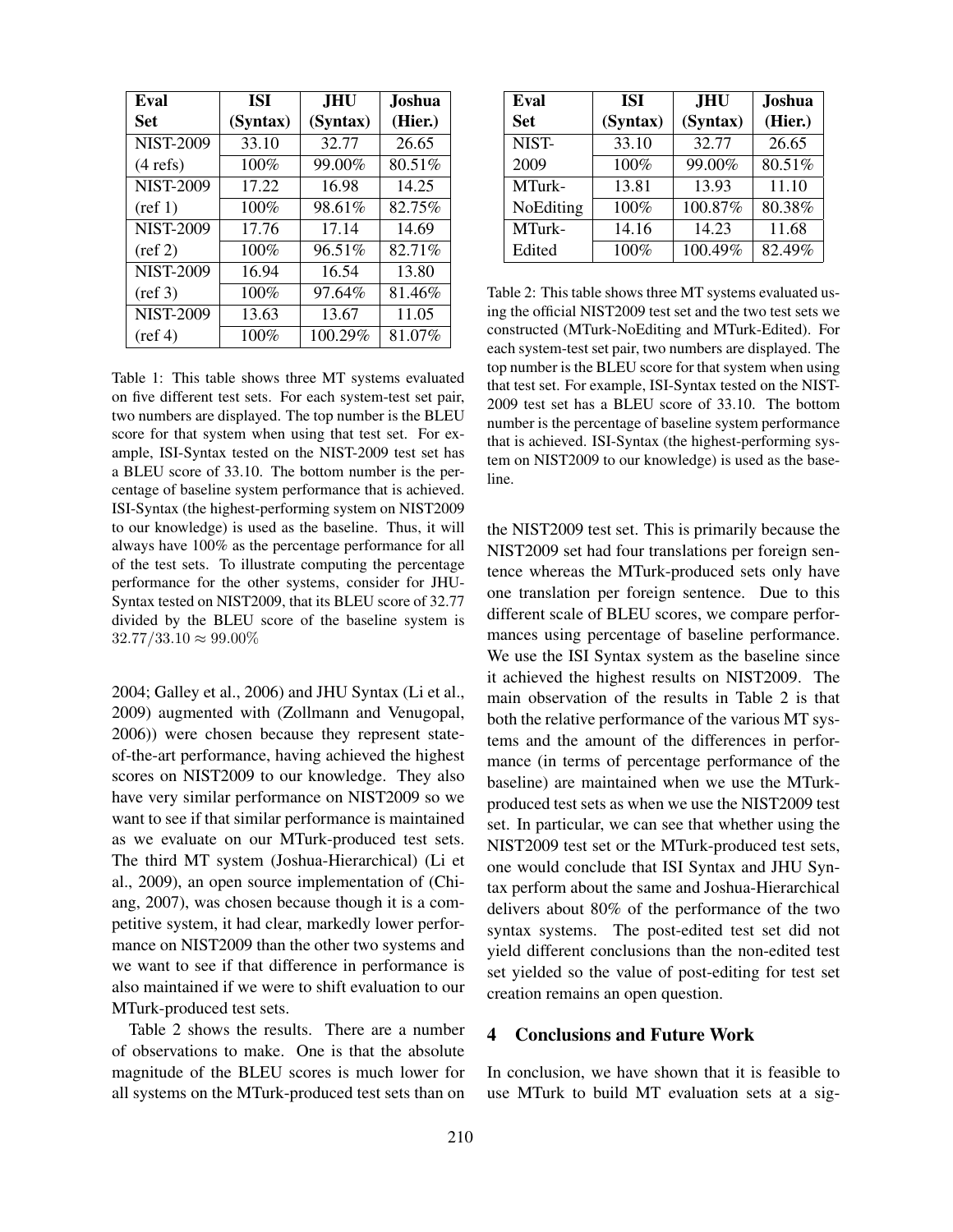| Eval Set | ISI (Syntax) | JHU (Syntax) | Joshua (Hier.) |
|---|---|---|---|
| NIST-2009 | 33.10 | 32.77 | 26.65 |
| (4 refs) | 100% | 99.00% | 80.51% |
| NIST-2009 | 17.22 | 16.98 | 14.25 |
| (ref 1) | 100% | 98.61% | 82.75% |
| NIST-2009 | 17.76 | 17.14 | 14.69 |
| (ref 2) | 100% | 96.51% | 82.71% |
| NIST-2009 | 16.94 | 16.54 | 13.80 |
| (ref 3) | 100% | 97.64% | 81.46% |
| NIST-2009 | 13.63 | 13.67 | 11.05 |
| (ref 4) | 100% | 100.29% | 81.07% |

Table 1: This table shows three MT systems evaluated on five different test sets. For each system-test set pair, two numbers are displayed. The top number is the BLEU score for that system when using that test set. For example, ISI-Syntax tested on the NIST-2009 test set has a BLEU score of 33.10. The bottom number is the percentage of baseline system performance that is achieved. ISI-Syntax (the highest-performing system on NIST2009 to our knowledge) is used as the baseline. Thus, it will always have 100% as the percentage performance for all of the test sets. To illustrate computing the percentage performance for the other systems, consider for JHU-Syntax tested on NIST2009, that its BLEU score of 32.77 divided by the BLEU score of the baseline system is $32.77/33.10 \approx 99.00\%$

2004; Galley et al., 2006) and JHU Syntax (Li et al., 2009) augmented with (Zollmann and Venugopal, 2006)) were chosen because they represent state-of-the-art performance, having achieved the highest scores on NIST2009 to our knowledge. They also have very similar performance on NIST2009 so we want to see if that similar performance is maintained as we evaluate on our MTurk-produced test sets. The third MT system (Joshua-Hierarchical) (Li et al., 2009), an open source implementation of (Chiang, 2007), was chosen because though it is a competitive system, it had clear, markedly lower performance on NIST2009 than the other two systems and we want to see if that difference in performance is also maintained if we were to shift evaluation to our MTurk-produced test sets.

Table 2 shows the results. There are a number of observations to make. One is that the absolute magnitude of the BLEU scores is much lower for all systems on the MTurk-produced test sets than on the NIST2009 test set. This is primarily because the NIST2009 set had four translations per foreign sentence whereas the MTurk-produced sets only have one translation per foreign sentence. Due to this different scale of BLEU scores, we compare performances using percentage of baseline performance. We use the ISI Syntax system as the baseline since it achieved the highest results on NIST2009. The main observation of the results in Table 2 is that both the relative performance of the various MT systems and the amount of the differences in performance (in terms of percentage performance of the baseline) are maintained when we use the MTurk-produced test sets as when we use the NIST2009 test set. In particular, we can see that whether using the NIST2009 test set or the MTurk-produced test sets, one would conclude that ISI Syntax and JHU Syntax perform about the same and Joshua-Hierarchical delivers about 80% of the performance of the two syntax systems. The post-edited test set did not yield different conclusions than the non-edited test set yielded so the value of post-editing for test set creation remains an open question.

| Eval Set | ISI (Syntax) | JHU (Syntax) | Joshua (Hier.) |
|---|---|---|---|
| NIST-2009 | 33.10 | 32.77 | 26.65 |
| | 100% | 99.00% | 80.51% |
| MTurk-NoEditing | 13.81 | 13.93 | 11.10 |
| | 100% | 100.87% | 80.38% |
| MTurk-Edited | 14.16 | 14.23 | 11.68 |
| | 100% | 100.49% | 82.49% |

Table 2: This table shows three MT systems evaluated using the official NIST2009 test set and the two test sets we constructed (MTurk-NoEditing and MTurk-Edited). For each system-test set pair, two numbers are displayed. The top number is the BLEU score for that system when using that test set. For example, ISI-Syntax tested on the NIST-2009 test set has a BLEU score of 33.10. The bottom number is the percentage of baseline system performance that is achieved. ISI-Syntax (the highest-performing system on NIST2009 to our knowledge) is used as the baseline.

## 4 Conclusions and Future Work

In conclusion, we have shown that it is feasible to use MTurk to build MT evaluation sets at a sig-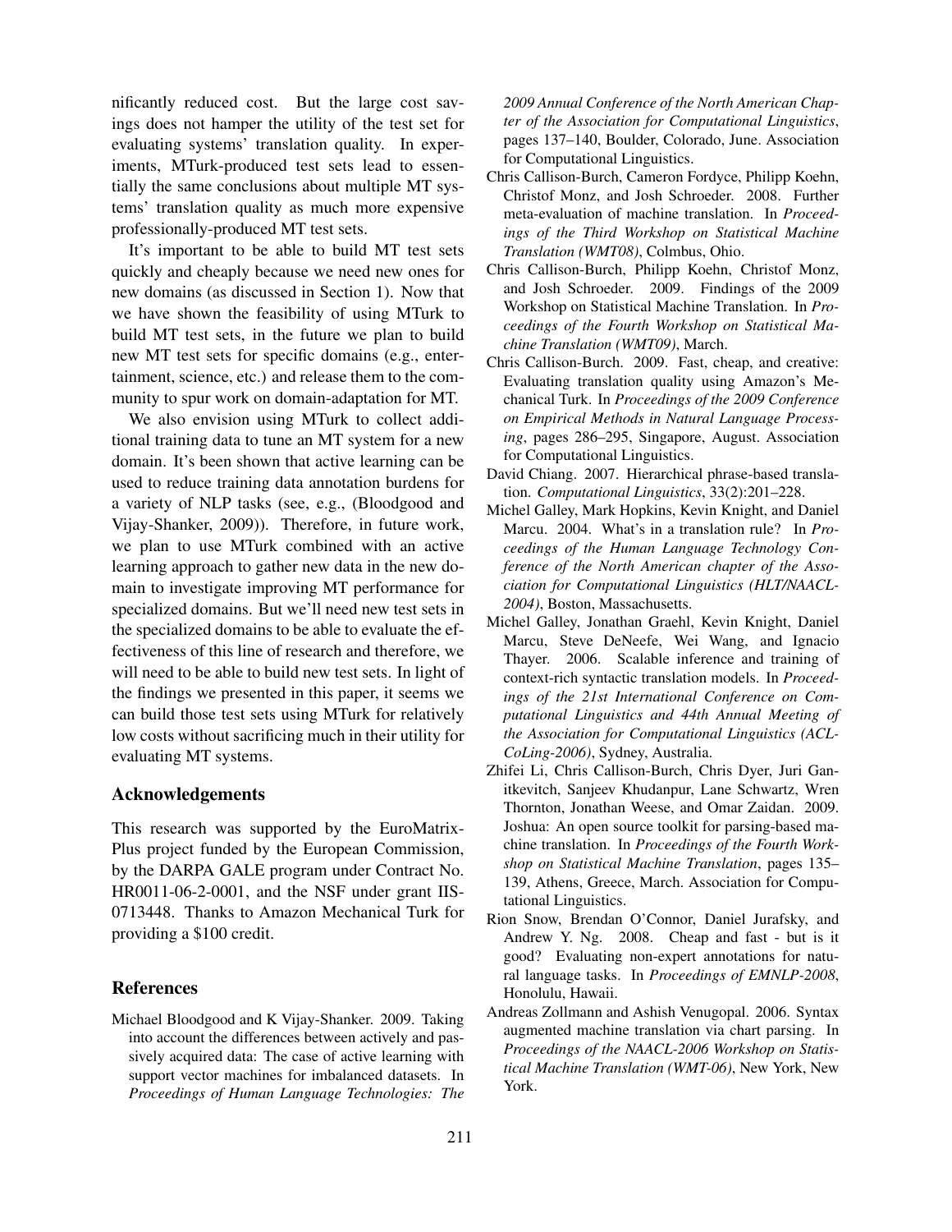nificantly reduced cost. But the large cost savings does not hamper the utility of the test set for evaluating systems' translation quality. In experiments, MTurk-produced test sets lead to essentially the same conclusions about multiple MT systems' translation quality as much more expensive professionally-produced MT test sets.

It's important to be able to build MT test sets quickly and cheaply because we need new ones for new domains (as discussed in Section 1). Now that we have shown the feasibility of using MTurk to build MT test sets, in the future we plan to build new MT test sets for specific domains (e.g., entertainment, science, etc.) and release them to the community to spur work on domain-adaptation for MT.

We also envision using MTurk to collect additional training data to tune an MT system for a new domain. It's been shown that active learning can be used to reduce training data annotation burdens for a variety of NLP tasks (see, e.g., (Bloodgood and Vijay-Shanker, 2009)). Therefore, in future work, we plan to use MTurk combined with an active learning approach to gather new data in the new domain to investigate improving MT performance for specialized domains. But we'll need new test sets in the specialized domains to be able to evaluate the effectiveness of this line of research and therefore, we will need to be able to build new test sets. In light of the findings we presented in this paper, it seems we can build those test sets using MTurk for relatively low costs without sacrificing much in their utility for evaluating MT systems.

## Acknowledgements

This research was supported by the EuroMatrixPlus project funded by the European Commission, by the DARPA GALE program under Contract No. HR0011-06-2-0001, and the NSF under grant IIS-0713448. Thanks to Amazon Mechanical Turk for providing a $100 credit.

## References

Michael Bloodgood and K Vijay-Shanker. 2009. Taking into account the differences between actively and passively acquired data: The case of active learning with support vector machines for imbalanced datasets. In *Proceedings of Human Language Technologies: The 2009 Annual Conference of the North American Chapter of the Association for Computational Linguistics*, pages 137–140, Boulder, Colorado, June. Association for Computational Linguistics.

Chris Callison-Burch, Cameron Fordyce, Philipp Koehn, Christof Monz, and Josh Schroeder. 2008. Further meta-evaluation of machine translation. In *Proceedings of the Third Workshop on Statistical Machine Translation (WMT08)*, Colmbus, Ohio.

Chris Callison-Burch, Philipp Koehn, Christof Monz, and Josh Schroeder. 2009. Findings of the 2009 Workshop on Statistical Machine Translation. In *Proceedings of the Fourth Workshop on Statistical Machine Translation (WMT09)*, March.

Chris Callison-Burch. 2009. Fast, cheap, and creative: Evaluating translation quality using Amazon's Mechanical Turk. In *Proceedings of the 2009 Conference on Empirical Methods in Natural Language Processing*, pages 286–295, Singapore, August. Association for Computational Linguistics.

David Chiang. 2007. Hierarchical phrase-based translation. *Computational Linguistics*, 33(2):201–228.

Michel Galley, Mark Hopkins, Kevin Knight, and Daniel Marcu. 2004. What's in a translation rule? In *Proceedings of the Human Language Technology Conference of the North American chapter of the Association for Computational Linguistics (HLT/NAACL-2004)*, Boston, Massachusetts.

Michel Galley, Jonathan Graehl, Kevin Knight, Daniel Marcu, Steve DeNeefe, Wei Wang, and Ignacio Thayer. 2006. Scalable inference and training of context-rich syntactic translation models. In *Proceedings of the 21st International Conference on Computational Linguistics and 44th Annual Meeting of the Association for Computational Linguistics (ACL-CoLing-2006)*, Sydney, Australia.

Zhifei Li, Chris Callison-Burch, Chris Dyer, Juri Ganitkevitch, Sanjeev Khudanpur, Lane Schwartz, Wren Thornton, Jonathan Weese, and Omar Zaidan. 2009. Joshua: An open source toolkit for parsing-based machine translation. In *Proceedings of the Fourth Workshop on Statistical Machine Translation*, pages 135–139, Athens, Greece, March. Association for Computational Linguistics.

Rion Snow, Brendan O'Connor, Daniel Jurafsky, and Andrew Y. Ng. 2008. Cheap and fast - but is it good? Evaluating non-expert annotations for natural language tasks. In *Proceedings of EMNLP-2008*, Honolulu, Hawaii.

Andreas Zollmann and Ashish Venugopal. 2006. Syntax augmented machine translation via chart parsing. In *Proceedings of the NAACL-2006 Workshop on Statistical Machine Translation (WMT-06)*, New York, New York.